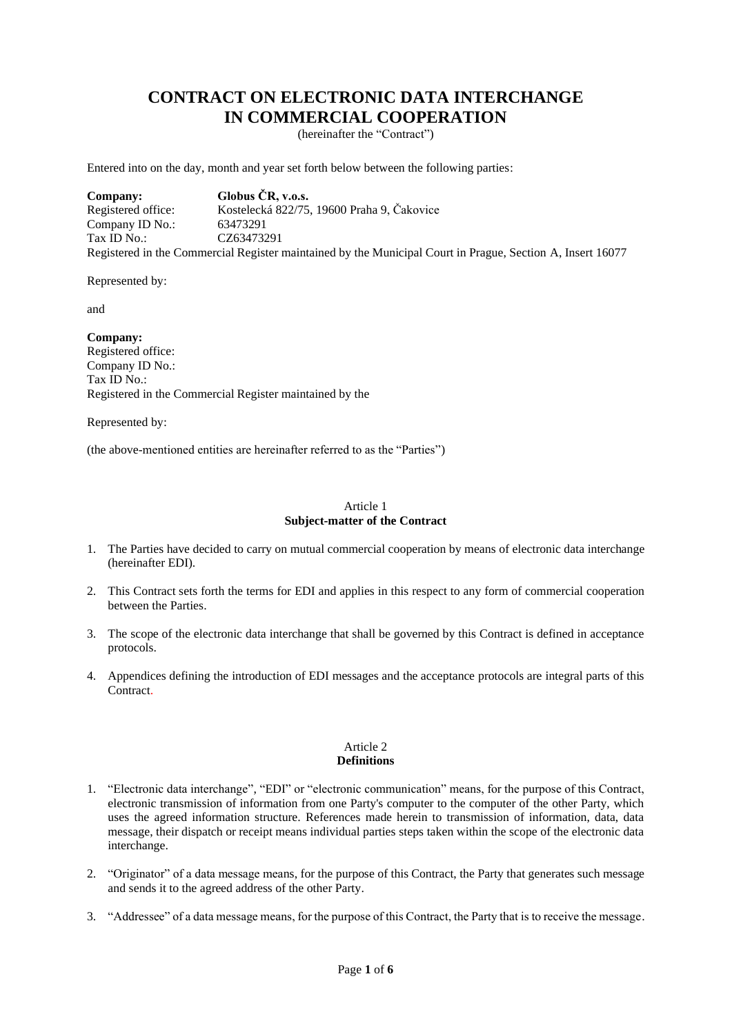# CONTRACT ON ELECTRONIC DATA INTERCHANGE IN COMMERCIAL COOPERATION

(hereinafter the "Contract")

Entered into on the day, month and year set forth below between the following parties:

**Company:** **Globus ČR, v.o.s.**
Registered office: Kostelecká 822/75, 19600 Praha 9, Čakovice
Company ID No.: 63473291
Tax ID No.: CZ63473291
Registered in the Commercial Register maintained by the Municipal Court in Prague, Section A, Insert 16077

Represented by:

and

**Company:**
Registered office:
Company ID No.:
Tax ID No.:
Registered in the Commercial Register maintained by the

Represented by:

(the above-mentioned entities are hereinafter referred to as the "Parties")

## Article 1
## Subject-matter of the Contract

1. The Parties have decided to carry on mutual commercial cooperation by means of electronic data interchange (hereinafter EDI).
2. This Contract sets forth the terms for EDI and applies in this respect to any form of commercial cooperation between the Parties.
3. The scope of the electronic data interchange that shall be governed by this Contract is defined in acceptance protocols.
4. Appendices defining the introduction of EDI messages and the acceptance protocols are integral parts of this Contract.

## Article 2
## Definitions

1. "Electronic data interchange", "EDI" or "electronic communication" means, for the purpose of this Contract, electronic transmission of information from one Party's computer to the computer of the other Party, which uses the agreed information structure. References made herein to transmission of information, data, data message, their dispatch or receipt means individual parties steps taken within the scope of the electronic data interchange.
2. "Originator" of a data message means, for the purpose of this Contract, the Party that generates such message and sends it to the agreed address of the other Party.
3. "Addressee" of a data message means, for the purpose of this Contract, the Party that is to receive the message.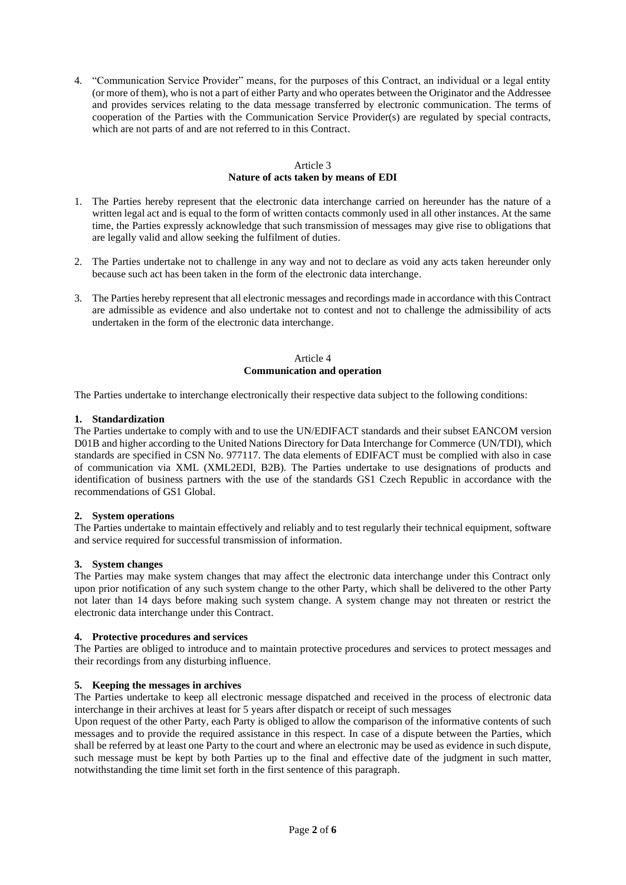4. "Communication Service Provider" means, for the purposes of this Contract, an individual or a legal entity (or more of them), who is not a part of either Party and who operates between the Originator and the Addressee and provides services relating to the data message transferred by electronic communication. The terms of cooperation of the Parties with the Communication Service Provider(s) are regulated by special contracts, which are not parts of and are not referred to in this Contract.

## Article 3
## Nature of acts taken by means of EDI

1. The Parties hereby represent that the electronic data interchange carried on hereunder has the nature of a written legal act and is equal to the form of written contacts commonly used in all other instances. At the same time, the Parties expressly acknowledge that such transmission of messages may give rise to obligations that are legally valid and allow seeking the fulfilment of duties.

2. The Parties undertake not to challenge in any way and not to declare as void any acts taken hereunder only because such act has been taken in the form of the electronic data interchange.

3. The Parties hereby represent that all electronic messages and recordings made in accordance with this Contract are admissible as evidence and also undertake not to contest and not to challenge the admissibility of acts undertaken in the form of the electronic data interchange.

## Article 4
## Communication and operation

The Parties undertake to interchange electronically their respective data subject to the following conditions:

**1. Standardization**

The Parties undertake to comply with and to use the UN/EDIFACT standards and their subset EANCOM version D01B and higher according to the United Nations Directory for Data Interchange for Commerce (UN/TDI), which standards are specified in CSN No. 977117. The data elements of EDIFACT must be complied with also in case of communication via XML (XML2EDI, B2B). The Parties undertake to use designations of products and identification of business partners with the use of the standards GS1 Czech Republic in accordance with the recommendations of GS1 Global.

**2. System operations**

The Parties undertake to maintain effectively and reliably and to test regularly their technical equipment, software and service required for successful transmission of information.

**3. System changes**

The Parties may make system changes that may affect the electronic data interchange under this Contract only upon prior notification of any such system change to the other Party, which shall be delivered to the other Party not later than 14 days before making such system change. A system change may not threaten or restrict the electronic data interchange under this Contract.

**4. Protective procedures and services**

The Parties are obliged to introduce and to maintain protective procedures and services to protect messages and their recordings from any disturbing influence.

**5. Keeping the messages in archives**

The Parties undertake to keep all electronic message dispatched and received in the process of electronic data interchange in their archives at least for 5 years after dispatch or receipt of such messages

Upon request of the other Party, each Party is obliged to allow the comparison of the informative contents of such messages and to provide the required assistance in this respect. In case of a dispute between the Parties, which shall be referred by at least one Party to the court and where an electronic may be used as evidence in such dispute, such message must be kept by both Parties up to the final and effective date of the judgment in such matter, notwithstanding the time limit set forth in the first sentence of this paragraph.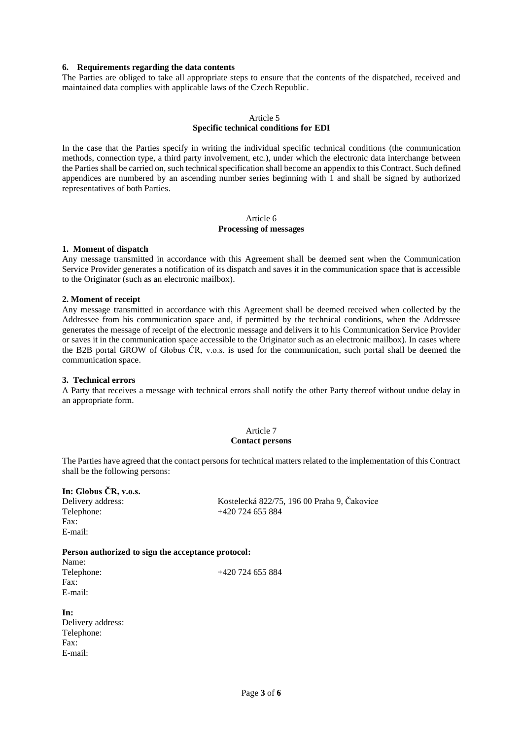**6. Requirements regarding the data contents**

The Parties are obliged to take all appropriate steps to ensure that the contents of the dispatched, received and maintained data complies with applicable laws of the Czech Republic.

## Article 5
## Specific technical conditions for EDI

In the case that the Parties specify in writing the individual specific technical conditions (the communication methods, connection type, a third party involvement, etc.), under which the electronic data interchange between the Parties shall be carried on, such technical specification shall become an appendix to this Contract. Such defined appendices are numbered by an ascending number series beginning with 1 and shall be signed by authorized representatives of both Parties.

## Article 6
## Processing of messages

**1. Moment of dispatch**

Any message transmitted in accordance with this Agreement shall be deemed sent when the Communication Service Provider generates a notification of its dispatch and saves it in the communication space that is accessible to the Originator (such as an electronic mailbox).

**2. Moment of receipt**

Any message transmitted in accordance with this Agreement shall be deemed received when collected by the Addressee from his communication space and, if permitted by the technical conditions, when the Addressee generates the message of receipt of the electronic message and delivers it to his Communication Service Provider or saves it in the communication space accessible to the Originator such as an electronic mailbox). In cases where the B2B portal GROW of Globus ČR, v.o.s. is used for the communication, such portal shall be deemed the communication space.

**3. Technical errors**

A Party that receives a message with technical errors shall notify the other Party thereof without undue delay in an appropriate form.

## Article 7
## Contact persons

The Parties have agreed that the contact persons for technical matters related to the implementation of this Contract shall be the following persons:

**In: Globus ČR, v.o.s.**

Delivery address: Kostelecká 822/75, 196 00 Praha 9, Čakovice
Telephone: +420 724 655 884
Fax:
E-mail:

**Person authorized to sign the acceptance protocol:**

Name:
Telephone: +420 724 655 884
Fax:
E-mail:

**In:**

Delivery address:
Telephone:
Fax:
E-mail: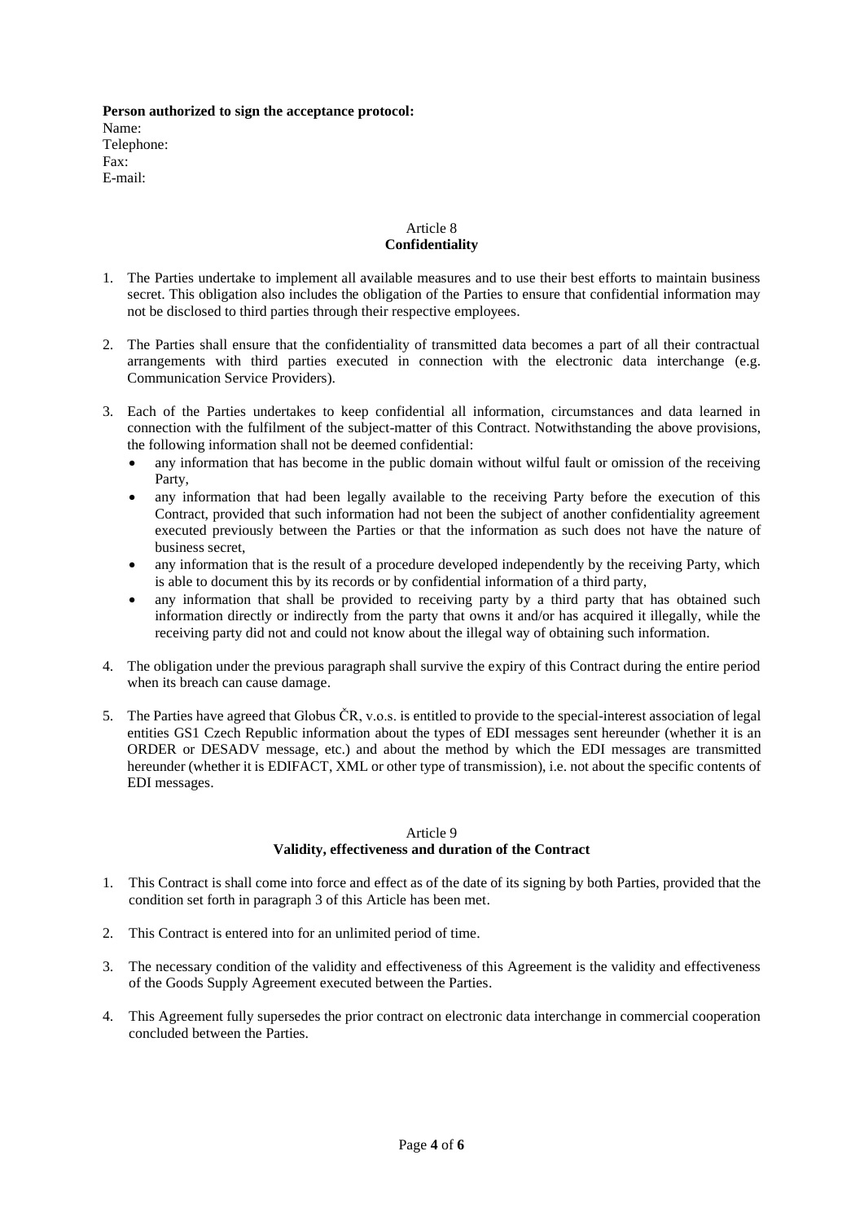**Person authorized to sign the acceptance protocol:**
Name:
Telephone:
Fax:
E-mail:

Article 8
**Confidentiality**

1. The Parties undertake to implement all available measures and to use their best efforts to maintain business secret. This obligation also includes the obligation of the Parties to ensure that confidential information may not be disclosed to third parties through their respective employees.

2. The Parties shall ensure that the confidentiality of transmitted data becomes a part of all their contractual arrangements with third parties executed in connection with the electronic data interchange (e.g. Communication Service Providers).

3. Each of the Parties undertakes to keep confidential all information, circumstances and data learned in connection with the fulfilment of the subject-matter of this Contract. Notwithstanding the above provisions, the following information shall not be deemed confidential:
   - any information that has become in the public domain without wilful fault or omission of the receiving Party,
   - any information that had been legally available to the receiving Party before the execution of this Contract, provided that such information had not been the subject of another confidentiality agreement executed previously between the Parties or that the information as such does not have the nature of business secret,
   - any information that is the result of a procedure developed independently by the receiving Party, which is able to document this by its records or by confidential information of a third party,
   - any information that shall be provided to receiving party by a third party that has obtained such information directly or indirectly from the party that owns it and/or has acquired it illegally, while the receiving party did not and could not know about the illegal way of obtaining such information.

4. The obligation under the previous paragraph shall survive the expiry of this Contract during the entire period when its breach can cause damage.

5. The Parties have agreed that Globus ČR, v.o.s. is entitled to provide to the special-interest association of legal entities GS1 Czech Republic information about the types of EDI messages sent hereunder (whether it is an ORDER or DESADV message, etc.) and about the method by which the EDI messages are transmitted hereunder (whether it is EDIFACT, XML or other type of transmission), i.e. not about the specific contents of EDI messages.

Article 9
**Validity, effectiveness and duration of the Contract**

1. This Contract is shall come into force and effect as of the date of its signing by both Parties, provided that the condition set forth in paragraph 3 of this Article has been met.

2. This Contract is entered into for an unlimited period of time.

3. The necessary condition of the validity and effectiveness of this Agreement is the validity and effectiveness of the Goods Supply Agreement executed between the Parties.

4. This Agreement fully supersedes the prior contract on electronic data interchange in commercial cooperation concluded between the Parties.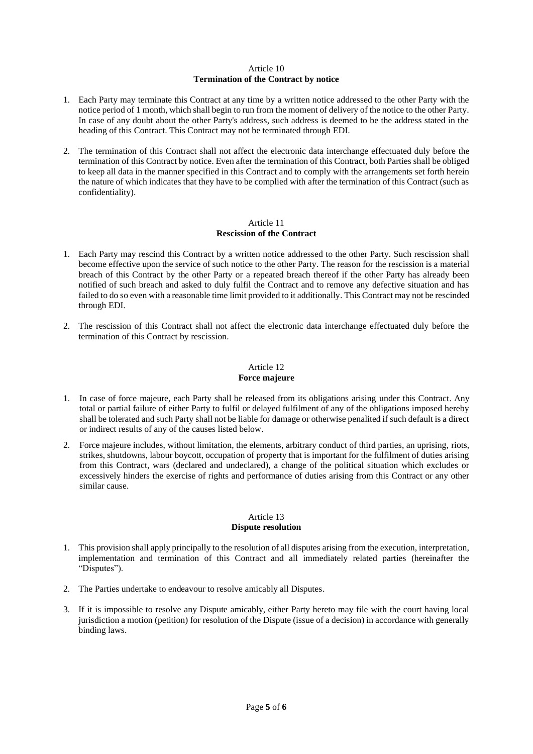## Article 10
**Termination of the Contract by notice**

1. Each Party may terminate this Contract at any time by a written notice addressed to the other Party with the notice period of 1 month, which shall begin to run from the moment of delivery of the notice to the other Party. In case of any doubt about the other Party's address, such address is deemed to be the address stated in the heading of this Contract. This Contract may not be terminated through EDI.

2. The termination of this Contract shall not affect the electronic data interchange effectuated duly before the termination of this Contract by notice. Even after the termination of this Contract, both Parties shall be obliged to keep all data in the manner specified in this Contract and to comply with the arrangements set forth herein the nature of which indicates that they have to be complied with after the termination of this Contract (such as confidentiality).

## Article 11
**Rescission of the Contract**

1. Each Party may rescind this Contract by a written notice addressed to the other Party. Such rescission shall become effective upon the service of such notice to the other Party. The reason for the rescission is a material breach of this Contract by the other Party or a repeated breach thereof if the other Party has already been notified of such breach and asked to duly fulfil the Contract and to remove any defective situation and has failed to do so even with a reasonable time limit provided to it additionally. This Contract may not be rescinded through EDI.

2. The rescission of this Contract shall not affect the electronic data interchange effectuated duly before the termination of this Contract by rescission.

## Article 12
**Force majeure**

1. In case of force majeure, each Party shall be released from its obligations arising under this Contract. Any total or partial failure of either Party to fulfil or delayed fulfilment of any of the obligations imposed hereby shall be tolerated and such Party shall not be liable for damage or otherwise penalited if such default is a direct or indirect results of any of the causes listed below.

2. Force majeure includes, without limitation, the elements, arbitrary conduct of third parties, an uprising, riots, strikes, shutdowns, labour boycott, occupation of property that is important for the fulfilment of duties arising from this Contract, wars (declared and undeclared), a change of the political situation which excludes or excessively hinders the exercise of rights and performance of duties arising from this Contract or any other similar cause.

## Article 13
**Dispute resolution**

1. This provision shall apply principally to the resolution of all disputes arising from the execution, interpretation, implementation and termination of this Contract and all immediately related parties (hereinafter the "Disputes").

2. The Parties undertake to endeavour to resolve amicably all Disputes.

3. If it is impossible to resolve any Dispute amicably, either Party hereto may file with the court having local jurisdiction a motion (petition) for resolution of the Dispute (issue of a decision) in accordance with generally binding laws.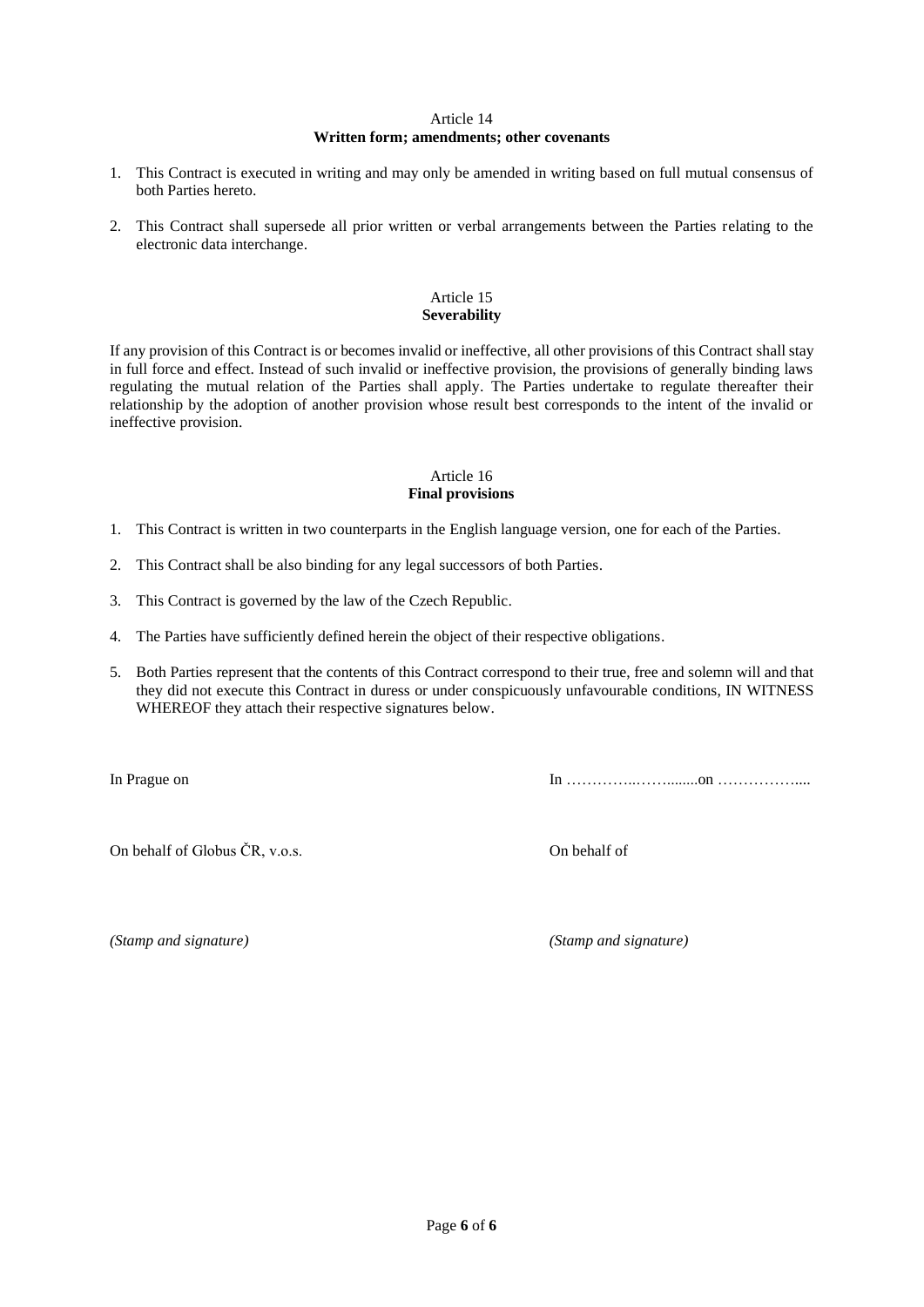Article 14
**Written form; amendments; other covenants**

1. This Contract is executed in writing and may only be amended in writing based on full mutual consensus of both Parties hereto.

2. This Contract shall supersede all prior written or verbal arrangements between the Parties relating to the electronic data interchange.

Article 15
**Severability**

If any provision of this Contract is or becomes invalid or ineffective, all other provisions of this Contract shall stay in full force and effect. Instead of such invalid or ineffective provision, the provisions of generally binding laws regulating the mutual relation of the Parties shall apply. The Parties undertake to regulate thereafter their relationship by the adoption of another provision whose result best corresponds to the intent of the invalid or ineffective provision.

Article 16
**Final provisions**

1. This Contract is written in two counterparts in the English language version, one for each of the Parties.

2. This Contract shall be also binding for any legal successors of both Parties.

3. This Contract is governed by the law of the Czech Republic.

4. The Parties have sufficiently defined herein the object of their respective obligations.

5. Both Parties represent that the contents of this Contract correspond to their true, free and solemn will and that they did not execute this Contract in duress or under conspicuously unfavourable conditions, IN WITNESS WHEREOF they attach their respective signatures below.

In Prague on

In …………..……........on ……………....

On behalf of Globus ČR, v.o.s.

On behalf of

*(Stamp and signature)*

*(Stamp and signature)*